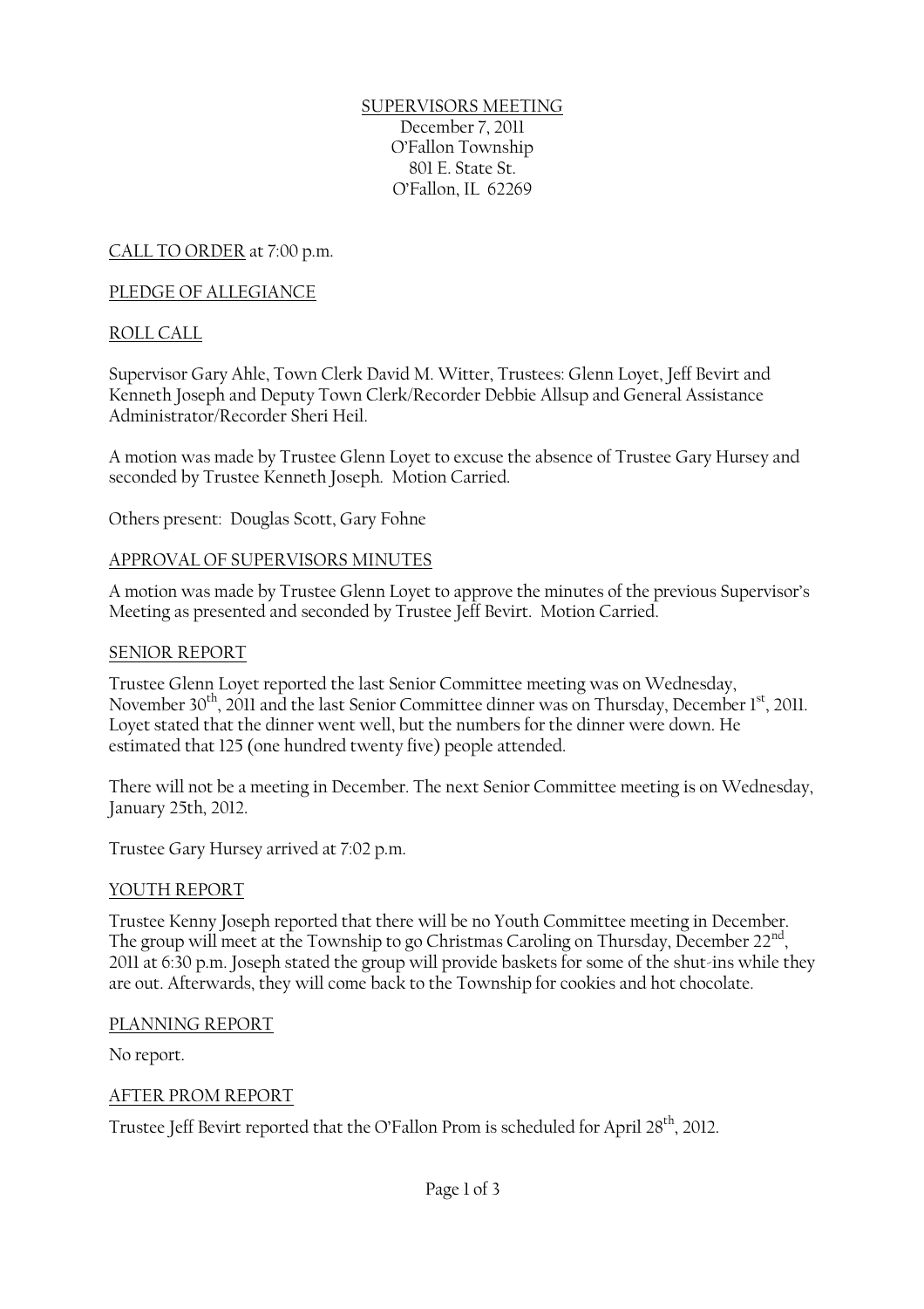SUPERVISORS MEETING
December 7, 2011
O'Fallon Township
801 E. State St.
O'Fallon, IL 62269

CALL TO ORDER at 7:00 p.m.

PLEDGE OF ALLEGIANCE

ROLL CALL

Supervisor Gary Ahle, Town Clerk David M. Witter, Trustees: Glenn Loyet, Jeff Bevirt and Kenneth Joseph and Deputy Town Clerk/Recorder Debbie Allsup and General Assistance Administrator/Recorder Sheri Heil.

A motion was made by Trustee Glenn Loyet to excuse the absence of Trustee Gary Hursey and seconded by Trustee Kenneth Joseph. Motion Carried.

Others present: Douglas Scott, Gary Fohne

APPROVAL OF SUPERVISORS MINUTES

A motion was made by Trustee Glenn Loyet to approve the minutes of the previous Supervisor's Meeting as presented and seconded by Trustee Jeff Bevirt. Motion Carried.

SENIOR REPORT

Trustee Glenn Loyet reported the last Senior Committee meeting was on Wednesday, November 30th, 2011 and the last Senior Committee dinner was on Thursday, December 1st, 2011. Loyet stated that the dinner went well, but the numbers for the dinner were down. He estimated that 125 (one hundred twenty five) people attended.

There will not be a meeting in December. The next Senior Committee meeting is on Wednesday, January 25th, 2012.

Trustee Gary Hursey arrived at 7:02 p.m.

YOUTH REPORT

Trustee Kenny Joseph reported that there will be no Youth Committee meeting in December. The group will meet at the Township to go Christmas Caroling on Thursday, December 22nd, 2011 at 6:30 p.m. Joseph stated the group will provide baskets for some of the shut-ins while they are out. Afterwards, they will come back to the Township for cookies and hot chocolate.

PLANNING REPORT

No report.

AFTER PROM REPORT

Trustee Jeff Bevirt reported that the O'Fallon Prom is scheduled for April 28th, 2012.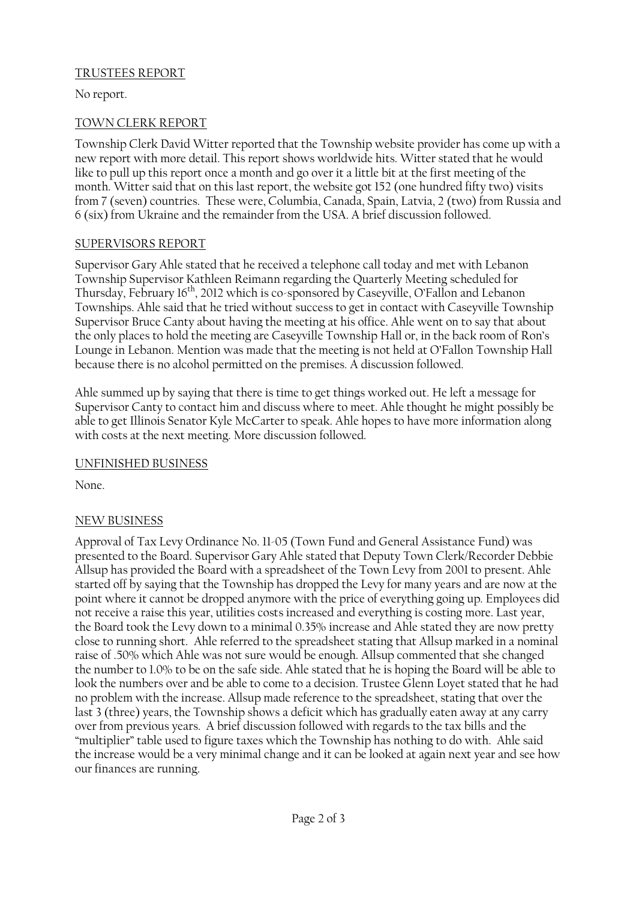## TRUSTEES REPORT

No report.

## TOWN CLERK REPORT

Township Clerk David Witter reported that the Township website provider has come up with a new report with more detail. This report shows worldwide hits. Witter stated that he would like to pull up this report once a month and go over it a little bit at the first meeting of the month. Witter said that on this last report, the website got 152 (one hundred fifty two) visits from 7 (seven) countries. These were, Columbia, Canada, Spain, Latvia, 2 (two) from Russia and 6 (six) from Ukraine and the remainder from the USA. A brief discussion followed.

## SUPERVISORS REPORT

Supervisor Gary Ahle stated that he received a telephone call today and met with Lebanon Township Supervisor Kathleen Reimann regarding the Quarterly Meeting scheduled for Thursday, February 16th, 2012 which is co-sponsored by Caseyville, O'Fallon and Lebanon Townships. Ahle said that he tried without success to get in contact with Caseyville Township Supervisor Bruce Canty about having the meeting at his office. Ahle went on to say that about the only places to hold the meeting are Caseyville Township Hall or, in the back room of Ron's Lounge in Lebanon. Mention was made that the meeting is not held at O'Fallon Township Hall because there is no alcohol permitted on the premises. A discussion followed.

Ahle summed up by saying that there is time to get things worked out. He left a message for Supervisor Canty to contact him and discuss where to meet. Ahle thought he might possibly be able to get Illinois Senator Kyle McCarter to speak. Ahle hopes to have more information along with costs at the next meeting. More discussion followed.

## UNFINISHED BUSINESS

None.

## NEW BUSINESS

Approval of Tax Levy Ordinance No. 11-05 (Town Fund and General Assistance Fund) was presented to the Board. Supervisor Gary Ahle stated that Deputy Town Clerk/Recorder Debbie Allsup has provided the Board with a spreadsheet of the Town Levy from 2001 to present. Ahle started off by saying that the Township has dropped the Levy for many years and are now at the point where it cannot be dropped anymore with the price of everything going up. Employees did not receive a raise this year, utilities costs increased and everything is costing more. Last year, the Board took the Levy down to a minimal 0.35% increase and Ahle stated they are now pretty close to running short. Ahle referred to the spreadsheet stating that Allsup marked in a nominal raise of .50% which Ahle was not sure would be enough. Allsup commented that she changed the number to 1.0% to be on the safe side. Ahle stated that he is hoping the Board will be able to look the numbers over and be able to come to a decision. Trustee Glenn Loyet stated that he had no problem with the increase. Allsup made reference to the spreadsheet, stating that over the last 3 (three) years, the Township shows a deficit which has gradually eaten away at any carry over from previous years. A brief discussion followed with regards to the tax bills and the "multiplier" table used to figure taxes which the Township has nothing to do with. Ahle said the increase would be a very minimal change and it can be looked at again next year and see how our finances are running.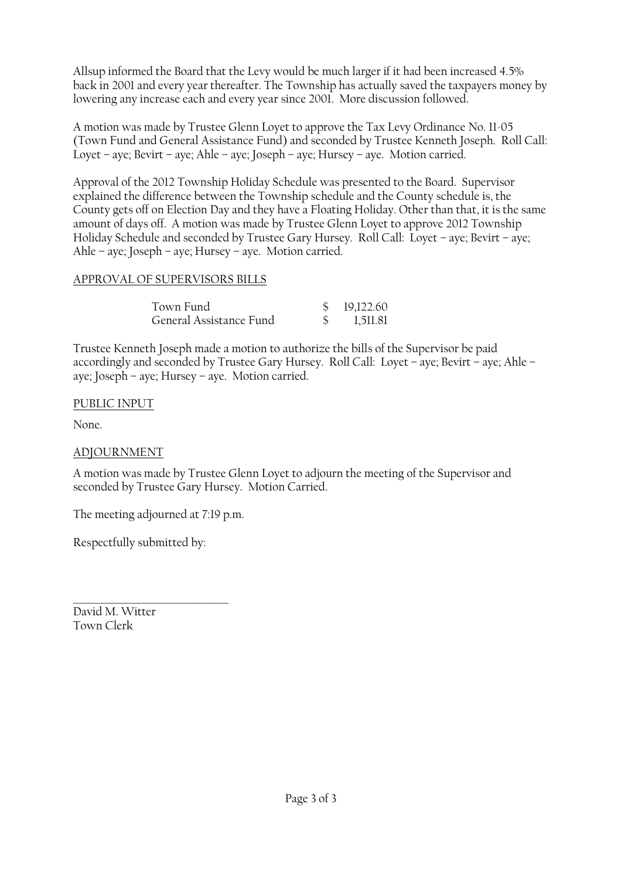Allsup informed the Board that the Levy would be much larger if it had been increased 4.5% back in 2001 and every year thereafter. The Township has actually saved the taxpayers money by lowering any increase each and every year since 2001. More discussion followed.

A motion was made by Trustee Glenn Loyet to approve the Tax Levy Ordinance No. 11-05 (Town Fund and General Assistance Fund) and seconded by Trustee Kenneth Joseph. Roll Call: Loyet – aye; Bevirt – aye; Ahle – aye; Joseph – aye; Hursey – aye. Motion carried.

Approval of the 2012 Township Holiday Schedule was presented to the Board. Supervisor explained the difference between the Township schedule and the County schedule is, the County gets off on Election Day and they have a Floating Holiday. Other than that, it is the same amount of days off. A motion was made by Trustee Glenn Loyet to approve 2012 Township Holiday Schedule and seconded by Trustee Gary Hursey. Roll Call: Loyet – aye; Bevirt – aye; Ahle – aye; Joseph – aye; Hursey – aye. Motion carried.

APPROVAL OF SUPERVISORS BILLS

| | |
|---|---|
| Town Fund | $ 19,122.60 |
| General Assistance Fund | $ 1,511.81 |

Trustee Kenneth Joseph made a motion to authorize the bills of the Supervisor be paid accordingly and seconded by Trustee Gary Hursey. Roll Call: Loyet – aye; Bevirt – aye; Ahle – aye; Joseph – aye; Hursey – aye. Motion carried.

PUBLIC INPUT

None.

ADJOURNMENT

A motion was made by Trustee Glenn Loyet to adjourn the meeting of the Supervisor and seconded by Trustee Gary Hursey. Motion Carried.

The meeting adjourned at 7:19 p.m.

Respectfully submitted by:

\_\_\_\_\_\_\_\_\_\_\_\_\_\_\_\_\_\_\_\_\_\_\_\_\_\_\_\_

David M. Witter
Town Clerk